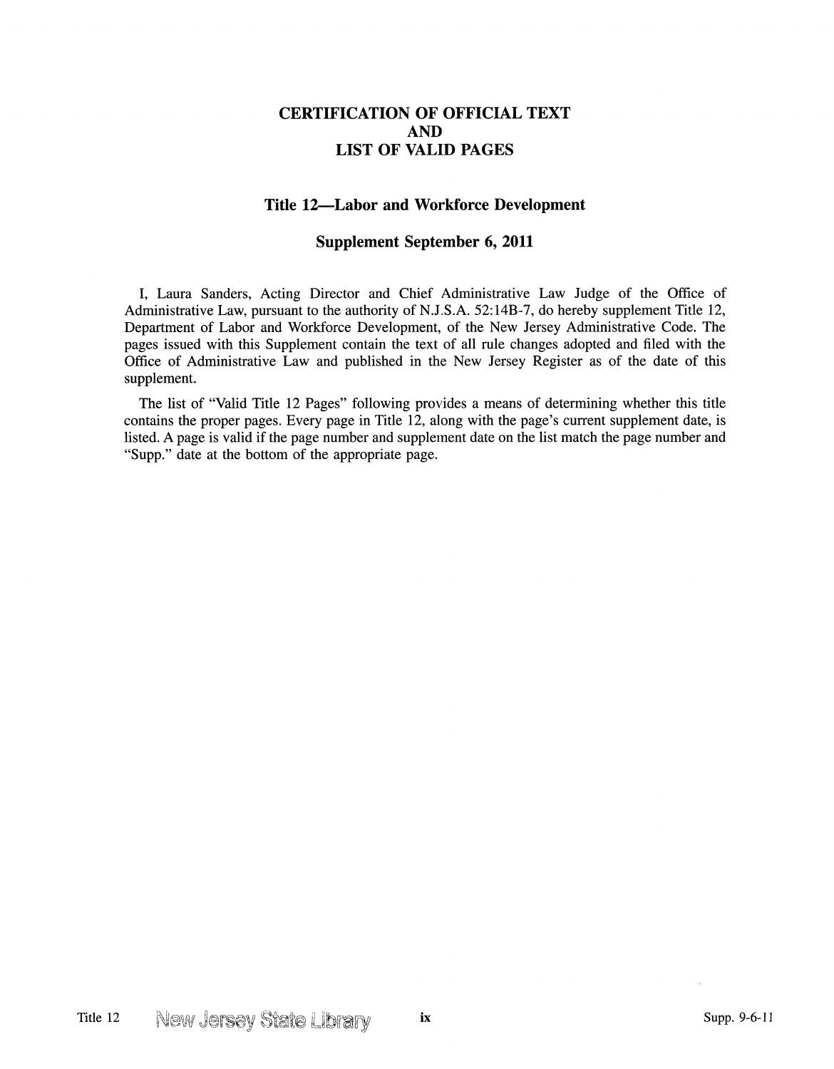# CERTIFICATION OF OFFICIAL TEXT
# AND
# LIST OF VALID PAGES

## Title 12—Labor and Workforce Development

## Supplement September 6, 2011

I, Laura Sanders, Acting Director and Chief Administrative Law Judge of the Office of Administrative Law, pursuant to the authority of N.J.S.A. 52:14B-7, do hereby supplement Title 12, Department of Labor and Workforce Development, of the New Jersey Administrative Code. The pages issued with this Supplement contain the text of all rule changes adopted and filed with the Office of Administrative Law and published in the New Jersey Register as of the date of this supplement.

The list of "Valid Title 12 Pages" following provides a means of determining whether this title contains the proper pages. Every page in Title 12, along with the page's current supplement date, is listed. A page is valid if the page number and supplement date on the list match the page number and "Supp." date at the bottom of the appropriate page.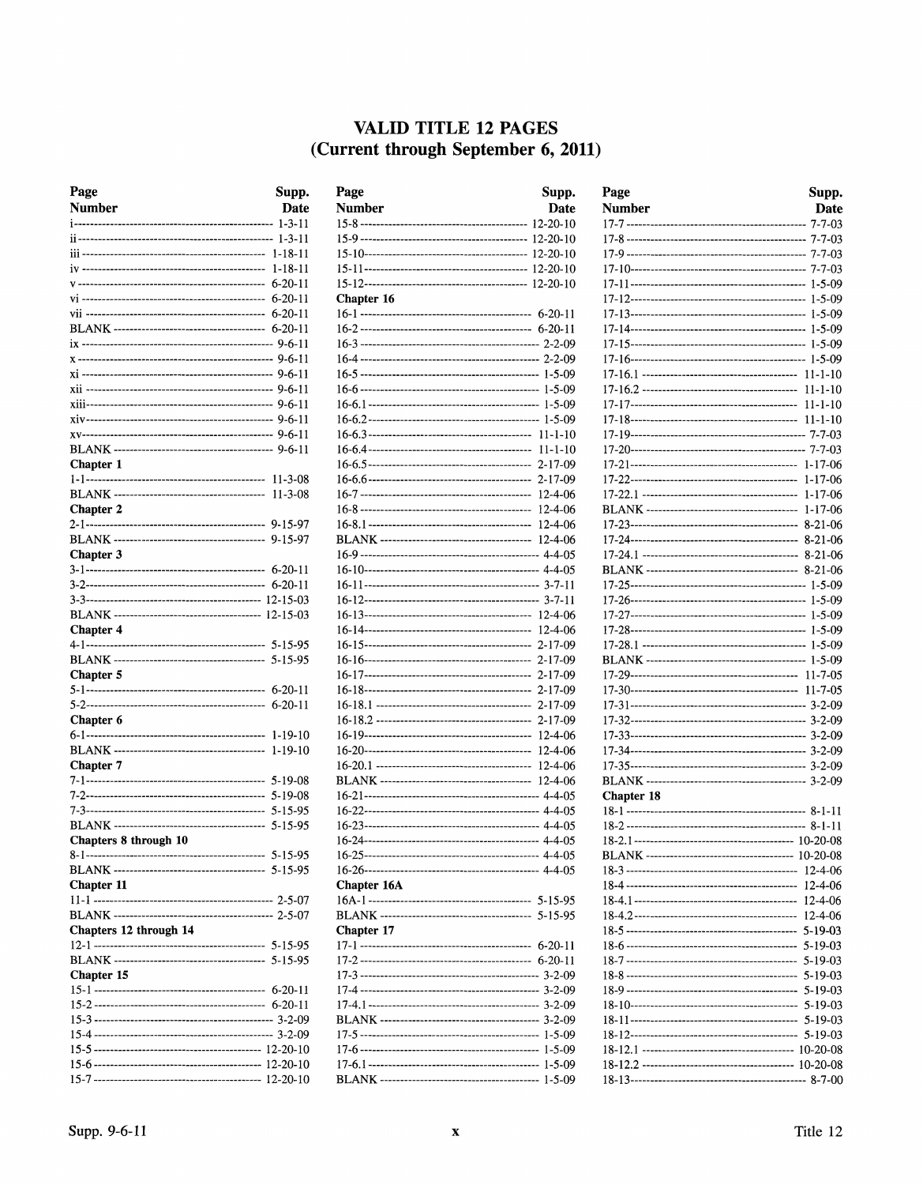# VALID TITLE 12 PAGES
## (Current through September 6, 2011)

| Page Number | Supp. Date |
|---|---|
| i | 1-3-11 |
| ii | 1-3-11 |
| iii | 1-18-11 |
| iv | 1-18-11 |
| v | 6-20-11 |
| vi | 6-20-11 |
| vii | 6-20-11 |
| BLANK | 6-20-11 |
| ix | 9-6-11 |
| x | 9-6-11 |
| xi | 9-6-11 |
| xii | 9-6-11 |
| xiii | 9-6-11 |
| xiv | 9-6-11 |
| xv | 9-6-11 |
| BLANK | 9-6-11 |
| **Chapter 1** | |
| 1-1 | 11-3-08 |
| BLANK | 11-3-08 |
| **Chapter 2** | |
| 2-1 | 9-15-97 |
| BLANK | 9-15-97 |
| **Chapter 3** | |
| 3-1 | 6-20-11 |
| 3-2 | 6-20-11 |
| 3-3 | 12-15-03 |
| BLANK | 12-15-03 |
| **Chapter 4** | |
| 4-1 | 5-15-95 |
| BLANK | 5-15-95 |
| **Chapter 5** | |
| 5-1 | 6-20-11 |
| 5-2 | 6-20-11 |
| **Chapter 6** | |
| 6-1 | 1-19-10 |
| BLANK | 1-19-10 |
| **Chapter 7** | |
| 7-1 | 5-19-08 |
| 7-2 | 5-19-08 |
| 7-3 | 5-15-95 |
| BLANK | 5-15-95 |
| **Chapters 8 through 10** | |
| 8-1 | 5-15-95 |
| BLANK | 5-15-95 |
| **Chapter 11** | |
| 11-1 | 2-5-07 |
| BLANK | 2-5-07 |
| **Chapters 12 through 14** | |
| 12-1 | 5-15-95 |
| BLANK | 5-15-95 |
| **Chapter 15** | |
| 15-1 | 6-20-11 |
| 15-2 | 6-20-11 |
| 15-3 | 3-2-09 |
| 15-4 | 3-2-09 |
| 15-5 | 12-20-10 |
| 15-6 | 12-20-10 |
| 15-7 | 12-20-10 |
| 15-8 | 12-20-10 |
| 15-9 | 12-20-10 |
| 15-10 | 12-20-10 |
| 15-11 | 12-20-10 |
| 15-12 | 12-20-10 |
| **Chapter 16** | |
| 16-1 | 6-20-11 |
| 16-2 | 6-20-11 |
| 16-3 | 2-2-09 |
| 16-4 | 2-2-09 |
| 16-5 | 1-5-09 |
| 16-6 | 1-5-09 |
| 16-6.1 | 1-5-09 |
| 16-6.2 | 1-5-09 |
| 16-6.3 | 11-1-10 |
| 16-6.4 | 11-1-10 |
| 16-6.5 | 2-17-09 |
| 16-6.6 | 2-17-09 |
| 16-7 | 12-4-06 |
| 16-8 | 12-4-06 |
| 16-8.1 | 12-4-06 |
| BLANK | 12-4-06 |
| 16-9 | 4-4-05 |
| 16-10 | 4-4-05 |
| 16-11 | 3-7-11 |
| 16-12 | 3-7-11 |
| 16-13 | 12-4-06 |
| 16-14 | 12-4-06 |
| 16-15 | 2-17-09 |
| 16-16 | 2-17-09 |
| 16-17 | 2-17-09 |
| 16-18 | 2-17-09 |
| 16-18.1 | 2-17-09 |
| 16-18.2 | 2-17-09 |
| 16-19 | 12-4-06 |
| 16-20 | 12-4-06 |
| 16-20.1 | 12-4-06 |
| BLANK | 12-4-06 |
| 16-21 | 4-4-05 |
| 16-22 | 4-4-05 |
| 16-23 | 4-4-05 |
| 16-24 | 4-4-05 |
| 16-25 | 4-4-05 |
| 16-26 | 4-4-05 |
| **Chapter 16A** | |
| 16A-1 | 5-15-95 |
| BLANK | 5-15-95 |
| **Chapter 17** | |
| 17-1 | 6-20-11 |
| 17-2 | 6-20-11 |
| 17-3 | 3-2-09 |
| 17-4 | 3-2-09 |
| 17-4.1 | 3-2-09 |
| BLANK | 3-2-09 |
| 17-5 | 1-5-09 |
| 17-6 | 1-5-09 |
| 17-6.1 | 1-5-09 |
| BLANK | 1-5-09 |
| 17-7 | 7-7-03 |
| 17-8 | 7-7-03 |
| 17-9 | 7-7-03 |
| 17-10 | 7-7-03 |
| 17-11 | 1-5-09 |
| 17-12 | 1-5-09 |
| 17-13 | 1-5-09 |
| 17-14 | 1-5-09 |
| 17-15 | 1-5-09 |
| 17-16 | 1-5-09 |
| 17-16.1 | 11-1-10 |
| 17-16.2 | 11-1-10 |
| 17-17 | 11-1-10 |
| 17-18 | 11-1-10 |
| 17-19 | 7-7-03 |
| 17-20 | 7-7-03 |
| 17-21 | 1-17-06 |
| 17-22 | 1-17-06 |
| 17-22.1 | 1-17-06 |
| BLANK | 1-17-06 |
| 17-23 | 8-21-06 |
| 17-24 | 8-21-06 |
| 17-24.1 | 8-21-06 |
| BLANK | 8-21-06 |
| 17-25 | 1-5-09 |
| 17-26 | 1-5-09 |
| 17-27 | 1-5-09 |
| 17-28 | 1-5-09 |
| 17-28.1 | 1-5-09 |
| BLANK | 1-5-09 |
| 17-29 | 11-7-05 |
| 17-30 | 11-7-05 |
| 17-31 | 3-2-09 |
| 17-32 | 3-2-09 |
| 17-33 | 3-2-09 |
| 17-34 | 3-2-09 |
| 17-35 | 3-2-09 |
| BLANK | 3-2-09 |
| **Chapter 18** | |
| 18-1 | 8-1-11 |
| 18-2 | 8-1-11 |
| 18-2.1 | 10-20-08 |
| BLANK | 10-20-08 |
| 18-3 | 12-4-06 |
| 18-4 | 12-4-06 |
| 18-4.1 | 12-4-06 |
| 18-4.2 | 12-4-06 |
| 18-5 | 5-19-03 |
| 18-6 | 5-19-03 |
| 18-7 | 5-19-03 |
| 18-8 | 5-19-03 |
| 18-9 | 5-19-03 |
| 18-10 | 5-19-03 |
| 18-11 | 5-19-03 |
| 18-12 | 5-19-03 |
| 18-12.1 | 10-20-08 |
| 18-12.2 | 10-20-08 |
| 18-13 | 8-7-00 |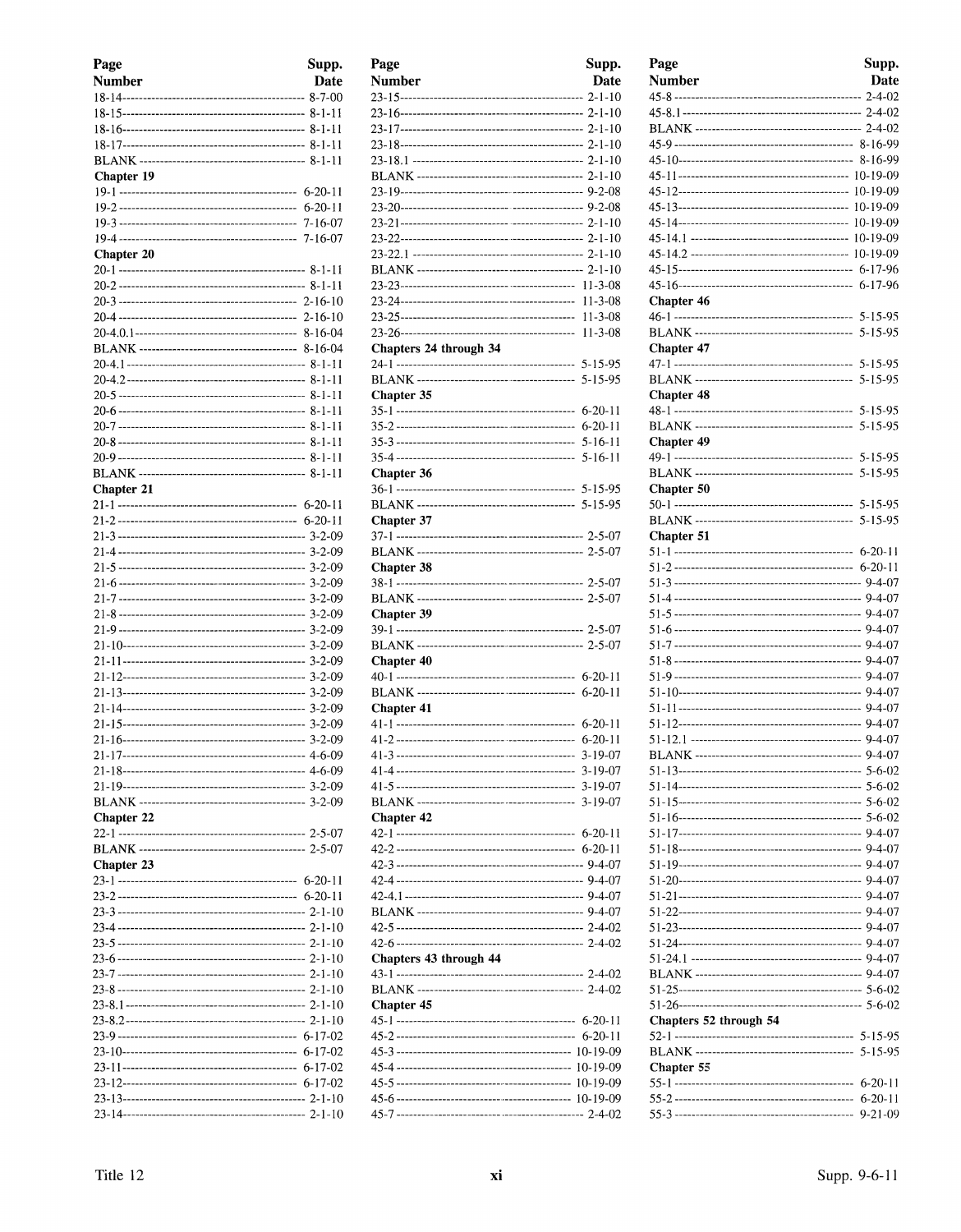| Page Number | Supp. Date |
|---|---|
| 18-14 | 8-7-00 |
| 18-15 | 8-1-11 |
| 18-16 | 8-1-11 |
| 18-17 | 8-1-11 |
| BLANK | 8-1-11 |
| **Chapter 19** | |
| 19-1 | 6-20-11 |
| 19-2 | 6-20-11 |
| 19-3 | 7-16-07 |
| 19-4 | 7-16-07 |
| **Chapter 20** | |
| 20-1 | 8-1-11 |
| 20-2 | 8-1-11 |
| 20-3 | 2-16-10 |
| 20-4 | 2-16-10 |
| 20-4.0.1 | 8-16-04 |
| BLANK | 8-16-04 |
| 20-4.1 | 8-1-11 |
| 20-4.2 | 8-1-11 |
| 20-5 | 8-1-11 |
| 20-6 | 8-1-11 |
| 20-7 | 8-1-11 |
| 20-8 | 8-1-11 |
| 20-9 | 8-1-11 |
| BLANK | 8-1-11 |
| **Chapter 21** | |
| 21-1 | 6-20-11 |
| 21-2 | 6-20-11 |
| 21-3 | 3-2-09 |
| 21-4 | 3-2-09 |
| 21-5 | 3-2-09 |
| 21-6 | 3-2-09 |
| 21-7 | 3-2-09 |
| 21-8 | 3-2-09 |
| 21-9 | 3-2-09 |
| 21-10 | 3-2-09 |
| 21-11 | 3-2-09 |
| 21-12 | 3-2-09 |
| 21-13 | 3-2-09 |
| 21-14 | 3-2-09 |
| 21-15 | 3-2-09 |
| 21-16 | 3-2-09 |
| 21-17 | 4-6-09 |
| 21-18 | 4-6-09 |
| 21-19 | 3-2-09 |
| BLANK | 3-2-09 |
| **Chapter 22** | |
| 22-1 | 2-5-07 |
| BLANK | 2-5-07 |
| **Chapter 23** | |
| 23-1 | 6-20-11 |
| 23-2 | 6-20-11 |
| 23-3 | 2-1-10 |
| 23-4 | 2-1-10 |
| 23-5 | 2-1-10 |
| 23-6 | 2-1-10 |
| 23-7 | 2-1-10 |
| 23-8 | 2-1-10 |
| 23-8.1 | 2-1-10 |
| 23-8.2 | 2-1-10 |
| 23-9 | 6-17-02 |
| 23-10 | 6-17-02 |
| 23-11 | 6-17-02 |
| 23-12 | 6-17-02 |
| 23-13 | 2-1-10 |
| 23-14 | 2-1-10 |
| 23-15 | 2-1-10 |
| 23-16 | 2-1-10 |
| 23-17 | 2-1-10 |
| 23-18 | 2-1-10 |
| 23-18.1 | 2-1-10 |
| BLANK | 2-1-10 |
| 23-19 | 9-2-08 |
| 23-20 | 9-2-08 |
| 23-21 | 2-1-10 |
| 23-22 | 2-1-10 |
| 23-22.1 | 2-1-10 |
| BLANK | 2-1-10 |
| 23-23 | 11-3-08 |
| 23-24 | 11-3-08 |
| 23-25 | 11-3-08 |
| 23-26 | 11-3-08 |
| **Chapters 24 through 34** | |
| 24-1 | 5-15-95 |
| BLANK | 5-15-95 |
| **Chapter 35** | |
| 35-1 | 6-20-11 |
| 35-2 | 6-20-11 |
| 35-3 | 5-16-11 |
| 35-4 | 5-16-11 |
| **Chapter 36** | |
| 36-1 | 5-15-95 |
| BLANK | 5-15-95 |
| **Chapter 37** | |
| 37-1 | 2-5-07 |
| BLANK | 2-5-07 |
| **Chapter 38** | |
| 38-1 | 2-5-07 |
| BLANK | 2-5-07 |
| **Chapter 39** | |
| 39-1 | 2-5-07 |
| BLANK | 2-5-07 |
| **Chapter 40** | |
| 40-1 | 6-20-11 |
| BLANK | 6-20-11 |
| **Chapter 41** | |
| 41-1 | 6-20-11 |
| 41-2 | 6-20-11 |
| 41-3 | 3-19-07 |
| 41-4 | 3-19-07 |
| 41-5 | 3-19-07 |
| BLANK | 3-19-07 |
| **Chapter 42** | |
| 42-1 | 6-20-11 |
| 42-2 | 6-20-11 |
| 42-3 | 9-4-07 |
| 42-4 | 9-4-07 |
| 42-4.1 | 9-4-07 |
| BLANK | 9-4-07 |
| 42-5 | 2-4-02 |
| 42-6 | 2-4-02 |
| **Chapters 43 through 44** | |
| 43-1 | 2-4-02 |
| BLANK | 2-4-02 |
| **Chapter 45** | |
| 45-1 | 6-20-11 |
| 45-2 | 6-20-11 |
| 45-3 | 10-19-09 |
| 45-4 | 10-19-09 |
| 45-5 | 10-19-09 |
| 45-6 | 10-19-09 |
| 45-7 | 2-4-02 |
| 45-8 | 2-4-02 |
| 45-8.1 | 2-4-02 |
| BLANK | 2-4-02 |
| 45-9 | 8-16-99 |
| 45-10 | 8-16-99 |
| 45-11 | 10-19-09 |
| 45-12 | 10-19-09 |
| 45-13 | 10-19-09 |
| 45-14 | 10-19-09 |
| 45-14.1 | 10-19-09 |
| 45-14.2 | 10-19-09 |
| 45-15 | 6-17-96 |
| 45-16 | 6-17-96 |
| **Chapter 46** | |
| 46-1 | 5-15-95 |
| BLANK | 5-15-95 |
| **Chapter 47** | |
| 47-1 | 5-15-95 |
| BLANK | 5-15-95 |
| **Chapter 48** | |
| 48-1 | 5-15-95 |
| BLANK | 5-15-95 |
| **Chapter 49** | |
| 49-1 | 5-15-95 |
| BLANK | 5-15-95 |
| **Chapter 50** | |
| 50-1 | 5-15-95 |
| BLANK | 5-15-95 |
| **Chapter 51** | |
| 51-1 | 6-20-11 |
| 51-2 | 6-20-11 |
| 51-3 | 9-4-07 |
| 51-4 | 9-4-07 |
| 51-5 | 9-4-07 |
| 51-6 | 9-4-07 |
| 51-7 | 9-4-07 |
| 51-8 | 9-4-07 |
| 51-9 | 9-4-07 |
| 51-10 | 9-4-07 |
| 51-11 | 9-4-07 |
| 51-12 | 9-4-07 |
| 51-12.1 | 9-4-07 |
| BLANK | 9-4-07 |
| 51-13 | 5-6-02 |
| 51-14 | 5-6-02 |
| 51-15 | 5-6-02 |
| 51-16 | 5-6-02 |
| 51-17 | 9-4-07 |
| 51-18 | 9-4-07 |
| 51-19 | 9-4-07 |
| 51-20 | 9-4-07 |
| 51-21 | 9-4-07 |
| 51-22 | 9-4-07 |
| 51-23 | 9-4-07 |
| 51-24 | 9-4-07 |
| 51-24.1 | 9-4-07 |
| BLANK | 9-4-07 |
| 51-25 | 5-6-02 |
| 51-26 | 5-6-02 |
| **Chapters 52 through 54** | |
| 52-1 | 5-15-95 |
| BLANK | 5-15-95 |
| **Chapter 55** | |
| 55-1 | 6-20-11 |
| 55-2 | 6-20-11 |
| 55-3 | 9-21-09 |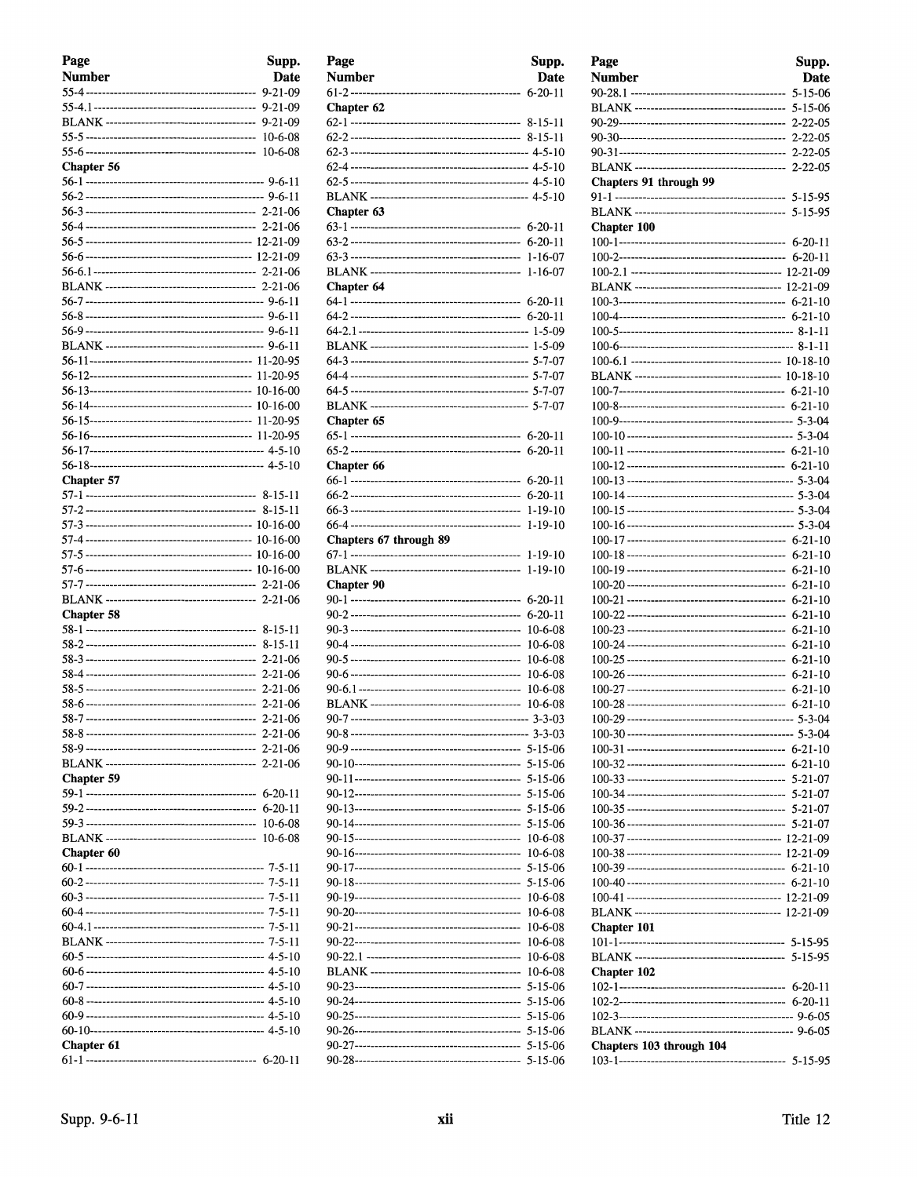| Page Number | Supp. Date |
|---|---|
| 55-4 | 9-21-09 |
| 55-4.1 | 9-21-09 |
| BLANK | 9-21-09 |
| 55-5 | 10-6-08 |
| 55-6 | 10-6-08 |
| **Chapter 56** | |
| 56-1 | 9-6-11 |
| 56-2 | 9-6-11 |
| 56-3 | 2-21-06 |
| 56-4 | 2-21-06 |
| 56-5 | 12-21-09 |
| 56-6 | 12-21-09 |
| 56-6.1 | 2-21-06 |
| BLANK | 2-21-06 |
| 56-7 | 9-6-11 |
| 56-8 | 9-6-11 |
| 56-9 | 9-6-11 |
| BLANK | 9-6-11 |
| 56-11 | 11-20-95 |
| 56-12 | 11-20-95 |
| 56-13 | 10-16-00 |
| 56-14 | 10-16-00 |
| 56-15 | 11-20-95 |
| 56-16 | 11-20-95 |
| 56-17 | 4-5-10 |
| 56-18 | 4-5-10 |
| **Chapter 57** | |
| 57-1 | 8-15-11 |
| 57-2 | 8-15-11 |
| 57-3 | 10-16-00 |
| 57-4 | 10-16-00 |
| 57-5 | 10-16-00 |
| 57-6 | 10-16-00 |
| 57-7 | 2-21-06 |
| BLANK | 2-21-06 |
| **Chapter 58** | |
| 58-1 | 8-15-11 |
| 58-2 | 8-15-11 |
| 58-3 | 2-21-06 |
| 58-4 | 2-21-06 |
| 58-5 | 2-21-06 |
| 58-6 | 2-21-06 |
| 58-7 | 2-21-06 |
| 58-8 | 2-21-06 |
| 58-9 | 2-21-06 |
| BLANK | 2-21-06 |
| **Chapter 59** | |
| 59-1 | 6-20-11 |
| 59-2 | 6-20-11 |
| 59-3 | 10-6-08 |
| BLANK | 10-6-08 |
| **Chapter 60** | |
| 60-1 | 7-5-11 |
| 60-2 | 7-5-11 |
| 60-3 | 7-5-11 |
| 60-4 | 7-5-11 |
| 60-4.1 | 7-5-11 |
| BLANK | 7-5-11 |
| 60-5 | 4-5-10 |
| 60-6 | 4-5-10 |
| 60-7 | 4-5-10 |
| 60-8 | 4-5-10 |
| 60-9 | 4-5-10 |
| 60-10 | 4-5-10 |
| **Chapter 61** | |
| 61-1 | 6-20-11 |
| 61-2 | 6-20-11 |
| **Chapter 62** | |
| 62-1 | 8-15-11 |
| 62-2 | 8-15-11 |
| 62-3 | 4-5-10 |
| 62-4 | 4-5-10 |
| 62-5 | 4-5-10 |
| BLANK | 4-5-10 |
| **Chapter 63** | |
| 63-1 | 6-20-11 |
| 63-2 | 6-20-11 |
| 63-3 | 1-16-07 |
| BLANK | 1-16-07 |
| **Chapter 64** | |
| 64-1 | 6-20-11 |
| 64-2 | 6-20-11 |
| 64-2.1 | 1-5-09 |
| BLANK | 1-5-09 |
| 64-3 | 5-7-07 |
| 64-4 | 5-7-07 |
| 64-5 | 5-7-07 |
| BLANK | 5-7-07 |
| **Chapter 65** | |
| 65-1 | 6-20-11 |
| 65-2 | 6-20-11 |
| **Chapter 66** | |
| 66-1 | 6-20-11 |
| 66-2 | 6-20-11 |
| 66-3 | 1-19-10 |
| 66-4 | 1-19-10 |
| **Chapters 67 through 89** | |
| 67-1 | 1-19-10 |
| BLANK | 1-19-10 |
| **Chapter 90** | |
| 90-1 | 6-20-11 |
| 90-2 | 6-20-11 |
| 90-3 | 10-6-08 |
| 90-4 | 10-6-08 |
| 90-5 | 10-6-08 |
| 90-6 | 10-6-08 |
| 90-6.1 | 10-6-08 |
| BLANK | 10-6-08 |
| 90-7 | 3-3-03 |
| 90-8 | 3-3-03 |
| 90-9 | 5-15-06 |
| 90-10 | 5-15-06 |
| 90-11 | 5-15-06 |
| 90-12 | 5-15-06 |
| 90-13 | 5-15-06 |
| 90-14 | 5-15-06 |
| 90-15 | 10-6-08 |
| 90-16 | 10-6-08 |
| 90-17 | 5-15-06 |
| 90-18 | 5-15-06 |
| 90-19 | 10-6-08 |
| 90-20 | 10-6-08 |
| 90-21 | 10-6-08 |
| 90-22 | 10-6-08 |
| 90-22.1 | 10-6-08 |
| BLANK | 10-6-08 |
| 90-23 | 5-15-06 |
| 90-24 | 5-15-06 |
| 90-25 | 5-15-06 |
| 90-26 | 5-15-06 |
| 90-27 | 5-15-06 |
| 90-28 | 5-15-06 |
| 90-28.1 | 5-15-06 |
| BLANK | 5-15-06 |
| 90-29 | 2-22-05 |
| 90-30 | 2-22-05 |
| 90-31 | 2-22-05 |
| BLANK | 2-22-05 |
| **Chapters 91 through 99** | |
| 91-1 | 5-15-95 |
| BLANK | 5-15-95 |
| **Chapter 100** | |
| 100-1 | 6-20-11 |
| 100-2 | 6-20-11 |
| 100-2.1 | 12-21-09 |
| BLANK | 12-21-09 |
| 100-3 | 6-21-10 |
| 100-4 | 6-21-10 |
| 100-5 | 8-1-11 |
| 100-6 | 8-1-11 |
| 100-6.1 | 10-18-10 |
| BLANK | 10-18-10 |
| 100-7 | 6-21-10 |
| 100-8 | 6-21-10 |
| 100-9 | 5-3-04 |
| 100-10 | 5-3-04 |
| 100-11 | 6-21-10 |
| 100-12 | 6-21-10 |
| 100-13 | 5-3-04 |
| 100-14 | 5-3-04 |
| 100-15 | 5-3-04 |
| 100-16 | 5-3-04 |
| 100-17 | 6-21-10 |
| 100-18 | 6-21-10 |
| 100-19 | 6-21-10 |
| 100-20 | 6-21-10 |
| 100-21 | 6-21-10 |
| 100-22 | 6-21-10 |
| 100-23 | 6-21-10 |
| 100-24 | 6-21-10 |
| 100-25 | 6-21-10 |
| 100-26 | 6-21-10 |
| 100-27 | 6-21-10 |
| 100-28 | 6-21-10 |
| 100-29 | 5-3-04 |
| 100-30 | 5-3-04 |
| 100-31 | 6-21-10 |
| 100-32 | 6-21-10 |
| 100-33 | 5-21-07 |
| 100-34 | 5-21-07 |
| 100-35 | 5-21-07 |
| 100-36 | 5-21-07 |
| 100-37 | 12-21-09 |
| 100-38 | 12-21-09 |
| 100-39 | 6-21-10 |
| 100-40 | 6-21-10 |
| 100-41 | 12-21-09 |
| BLANK | 12-21-09 |
| **Chapter 101** | |
| 101-1 | 5-15-95 |
| BLANK | 5-15-95 |
| **Chapter 102** | |
| 102-1 | 6-20-11 |
| 102-2 | 6-20-11 |
| 102-3 | 9-6-05 |
| BLANK | 9-6-05 |
| **Chapters 103 through 104** | |
| 103-1 | 5-15-95 |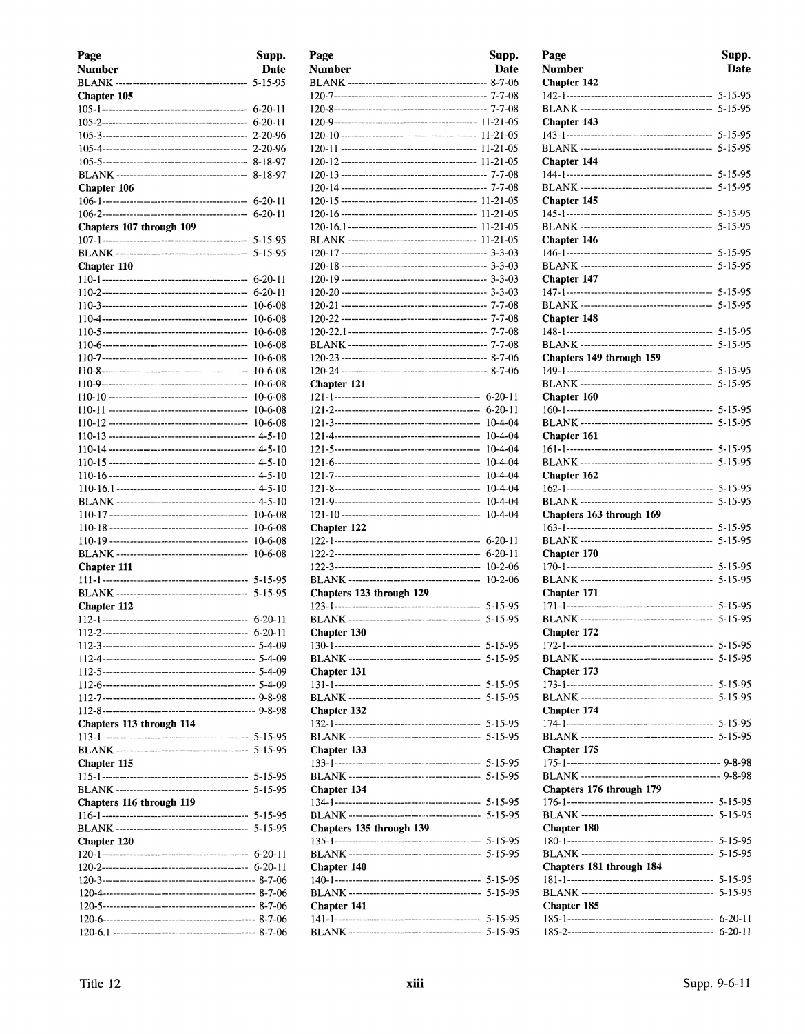| Page Number | Supp. Date |
| --- | --- |
| BLANK | 5-15-95 |
| **Chapter 105** | |
| 105-1 | 6-20-11 |
| 105-2 | 6-20-11 |
| 105-3 | 2-20-96 |
| 105-4 | 2-20-96 |
| 105-5 | 8-18-97 |
| BLANK | 8-18-97 |
| **Chapter 106** | |
| 106-1 | 6-20-11 |
| 106-2 | 6-20-11 |
| **Chapters 107 through 109** | |
| 107-1 | 5-15-95 |
| BLANK | 5-15-95 |
| **Chapter 110** | |
| 110-1 | 6-20-11 |
| 110-2 | 6-20-11 |
| 110-3 | 10-6-08 |
| 110-4 | 10-6-08 |
| 110-5 | 10-6-08 |
| 110-6 | 10-6-08 |
| 110-7 | 10-6-08 |
| 110-8 | 10-6-08 |
| 110-9 | 10-6-08 |
| 110-10 | 10-6-08 |
| 110-11 | 10-6-08 |
| 110-12 | 10-6-08 |
| 110-13 | 4-5-10 |
| 110-14 | 4-5-10 |
| 110-15 | 4-5-10 |
| 110-16 | 4-5-10 |
| 110-16.1 | 4-5-10 |
| BLANK | 4-5-10 |
| 110-17 | 10-6-08 |
| 110-18 | 10-6-08 |
| 110-19 | 10-6-08 |
| BLANK | 10-6-08 |
| **Chapter 111** | |
| 111-1 | 5-15-95 |
| BLANK | 5-15-95 |
| **Chapter 112** | |
| 112-1 | 6-20-11 |
| 112-2 | 6-20-11 |
| 112-3 | 5-4-09 |
| 112-4 | 5-4-09 |
| 112-5 | 5-4-09 |
| 112-6 | 5-4-09 |
| 112-7 | 9-8-98 |
| 112-8 | 9-8-98 |
| **Chapters 113 through 114** | |
| 113-1 | 5-15-95 |
| BLANK | 5-15-95 |
| **Chapter 115** | |
| 115-1 | 5-15-95 |
| BLANK | 5-15-95 |
| **Chapters 116 through 119** | |
| 116-1 | 5-15-95 |
| BLANK | 5-15-95 |
| **Chapter 120** | |
| 120-1 | 6-20-11 |
| 120-2 | 6-20-11 |
| 120-3 | 8-7-06 |
| 120-4 | 8-7-06 |
| 120-5 | 8-7-06 |
| 120-6 | 8-7-06 |
| 120-6.1 | 8-7-06 |
| BLANK | 8-7-06 |
| 120-7 | 7-7-08 |
| 120-8 | 7-7-08 |
| 120-9 | 11-21-05 |
| 120-10 | 11-21-05 |
| 120-11 | 11-21-05 |
| 120-12 | 11-21-05 |
| 120-13 | 7-7-08 |
| 120-14 | 7-7-08 |
| 120-15 | 11-21-05 |
| 120-16 | 11-21-05 |
| 120-16.1 | 11-21-05 |
| BLANK | 11-21-05 |
| 120-17 | 3-3-03 |
| 120-18 | 3-3-03 |
| 120-19 | 3-3-03 |
| 120-20 | 3-3-03 |
| 120-21 | 7-7-08 |
| 120-22 | 7-7-08 |
| 120-22.1 | 7-7-08 |
| BLANK | 7-7-08 |
| 120-23 | 8-7-06 |
| 120-24 | 8-7-06 |
| **Chapter 121** | |
| 121-1 | 6-20-11 |
| 121-2 | 6-20-11 |
| 121-3 | 10-4-04 |
| 121-4 | 10-4-04 |
| 121-5 | 10-4-04 |
| 121-6 | 10-4-04 |
| 121-7 | 10-4-04 |
| 121-8 | 10-4-04 |
| 121-9 | 10-4-04 |
| 121-10 | 10-4-04 |
| **Chapter 122** | |
| 122-1 | 6-20-11 |
| 122-2 | 6-20-11 |
| 122-3 | 10-2-06 |
| BLANK | 10-2-06 |
| **Chapters 123 through 129** | |
| 123-1 | 5-15-95 |
| BLANK | 5-15-95 |
| **Chapter 130** | |
| 130-1 | 5-15-95 |
| BLANK | 5-15-95 |
| **Chapter 131** | |
| 131-1 | 5-15-95 |
| BLANK | 5-15-95 |
| **Chapter 132** | |
| 132-1 | 5-15-95 |
| BLANK | 5-15-95 |
| **Chapter 133** | |
| 133-1 | 5-15-95 |
| BLANK | 5-15-95 |
| **Chapter 134** | |
| 134-1 | 5-15-95 |
| BLANK | 5-15-95 |
| **Chapters 135 through 139** | |
| 135-1 | 5-15-95 |
| BLANK | 5-15-95 |
| **Chapter 140** | |
| 140-1 | 5-15-95 |
| BLANK | 5-15-95 |
| **Chapter 141** | |
| 141-1 | 5-15-95 |
| BLANK | 5-15-95 |
| **Chapter 142** | |
| 142-1 | 5-15-95 |
| BLANK | 5-15-95 |
| **Chapter 143** | |
| 143-1 | 5-15-95 |
| BLANK | 5-15-95 |
| **Chapter 144** | |
| 144-1 | 5-15-95 |
| BLANK | 5-15-95 |
| **Chapter 145** | |
| 145-1 | 5-15-95 |
| BLANK | 5-15-95 |
| **Chapter 146** | |
| 146-1 | 5-15-95 |
| BLANK | 5-15-95 |
| **Chapter 147** | |
| 147-1 | 5-15-95 |
| BLANK | 5-15-95 |
| **Chapter 148** | |
| 148-1 | 5-15-95 |
| BLANK | 5-15-95 |
| **Chapters 149 through 159** | |
| 149-1 | 5-15-95 |
| BLANK | 5-15-95 |
| **Chapter 160** | |
| 160-1 | 5-15-95 |
| BLANK | 5-15-95 |
| **Chapter 161** | |
| 161-1 | 5-15-95 |
| BLANK | 5-15-95 |
| **Chapter 162** | |
| 162-1 | 5-15-95 |
| BLANK | 5-15-95 |
| **Chapters 163 through 169** | |
| 163-1 | 5-15-95 |
| BLANK | 5-15-95 |
| **Chapter 170** | |
| 170-1 | 5-15-95 |
| BLANK | 5-15-95 |
| **Chapter 171** | |
| 171-1 | 5-15-95 |
| BLANK | 5-15-95 |
| **Chapter 172** | |
| 172-1 | 5-15-95 |
| BLANK | 5-15-95 |
| **Chapter 173** | |
| 173-1 | 5-15-95 |
| BLANK | 5-15-95 |
| **Chapter 174** | |
| 174-1 | 5-15-95 |
| BLANK | 5-15-95 |
| **Chapter 175** | |
| 175-1 | 9-8-98 |
| BLANK | 9-8-98 |
| **Chapters 176 through 179** | |
| 176-1 | 5-15-95 |
| BLANK | 5-15-95 |
| **Chapter 180** | |
| 180-1 | 5-15-95 |
| BLANK | 5-15-95 |
| **Chapters 181 through 184** | |
| 181-1 | 5-15-95 |
| BLANK | 5-15-95 |
| **Chapter 185** | |
| 185-1 | 6-20-11 |
| 185-2 | 6-20-11 |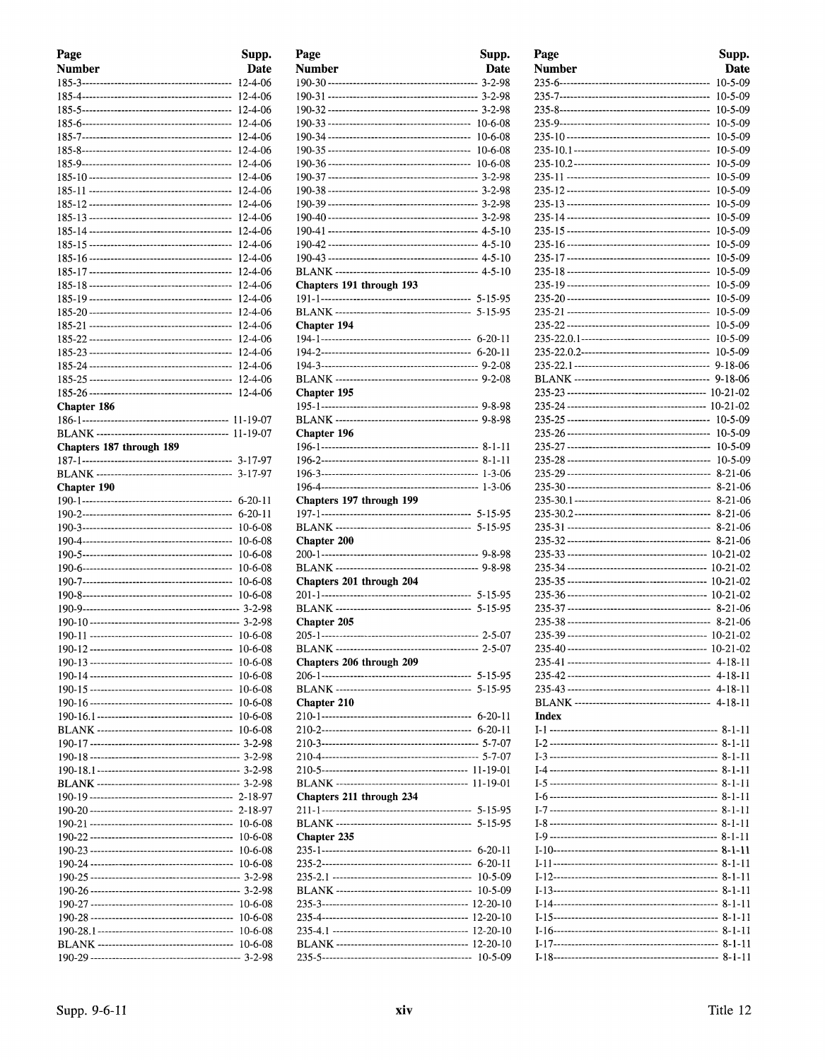| Page Number | Supp. Date |
|---|---|
| 185-3 | 12-4-06 |
| 185-4 | 12-4-06 |
| 185-5 | 12-4-06 |
| 185-6 | 12-4-06 |
| 185-7 | 12-4-06 |
| 185-8 | 12-4-06 |
| 185-9 | 12-4-06 |
| 185-10 | 12-4-06 |
| 185-11 | 12-4-06 |
| 185-12 | 12-4-06 |
| 185-13 | 12-4-06 |
| 185-14 | 12-4-06 |
| 185-15 | 12-4-06 |
| 185-16 | 12-4-06 |
| 185-17 | 12-4-06 |
| 185-18 | 12-4-06 |
| 185-19 | 12-4-06 |
| 185-20 | 12-4-06 |
| 185-21 | 12-4-06 |
| 185-22 | 12-4-06 |
| 185-23 | 12-4-06 |
| 185-24 | 12-4-06 |
| 185-25 | 12-4-06 |
| 185-26 | 12-4-06 |
| **Chapter 186** | |
| 186-1 | 11-19-07 |
| BLANK | 11-19-07 |
| **Chapters 187 through 189** | |
| 187-1 | 3-17-97 |
| BLANK | 3-17-97 |
| **Chapter 190** | |
| 190-1 | 6-20-11 |
| 190-2 | 6-20-11 |
| 190-3 | 10-6-08 |
| 190-4 | 10-6-08 |
| 190-5 | 10-6-08 |
| 190-6 | 10-6-08 |
| 190-7 | 10-6-08 |
| 190-8 | 10-6-08 |
| 190-9 | 3-2-98 |
| 190-10 | 3-2-98 |
| 190-11 | 10-6-08 |
| 190-12 | 10-6-08 |
| 190-13 | 10-6-08 |
| 190-14 | 10-6-08 |
| 190-15 | 10-6-08 |
| 190-16 | 10-6-08 |
| 190-16.1 | 10-6-08 |
| BLANK | 10-6-08 |
| 190-17 | 3-2-98 |
| 190-18 | 3-2-98 |
| 190-18.1 | 3-2-98 |
| BLANK | 3-2-98 |
| 190-19 | 2-18-97 |
| 190-20 | 2-18-97 |
| 190-21 | 10-6-08 |
| 190-22 | 10-6-08 |
| 190-23 | 10-6-08 |
| 190-24 | 10-6-08 |
| 190-25 | 3-2-98 |
| 190-26 | 3-2-98 |
| 190-27 | 10-6-08 |
| 190-28 | 10-6-08 |
| 190-28.1 | 10-6-08 |
| BLANK | 10-6-08 |
| 190-29 | 3-2-98 |
| 190-30 | 3-2-98 |
| 190-31 | 3-2-98 |
| 190-32 | 3-2-98 |
| 190-33 | 10-6-08 |
| 190-34 | 10-6-08 |
| 190-35 | 10-6-08 |
| 190-36 | 10-6-08 |
| 190-37 | 3-2-98 |
| 190-38 | 3-2-98 |
| 190-39 | 3-2-98 |
| 190-40 | 3-2-98 |
| 190-41 | 4-5-10 |
| 190-42 | 4-5-10 |
| 190-43 | 4-5-10 |
| BLANK | 4-5-10 |
| **Chapters 191 through 193** | |
| 191-1 | 5-15-95 |
| BLANK | 5-15-95 |
| **Chapter 194** | |
| 194-1 | 6-20-11 |
| 194-2 | 6-20-11 |
| 194-3 | 9-2-08 |
| BLANK | 9-2-08 |
| **Chapter 195** | |
| 195-1 | 9-8-98 |
| BLANK | 9-8-98 |
| **Chapter 196** | |
| 196-1 | 8-1-11 |
| 196-2 | 8-1-11 |
| 196-3 | 1-3-06 |
| 196-4 | 1-3-06 |
| **Chapters 197 through 199** | |
| 197-1 | 5-15-95 |
| BLANK | 5-15-95 |
| **Chapter 200** | |
| 200-1 | 9-8-98 |
| BLANK | 9-8-98 |
| **Chapters 201 through 204** | |
| 201-1 | 5-15-95 |
| BLANK | 5-15-95 |
| **Chapter 205** | |
| 205-1 | 2-5-07 |
| BLANK | 2-5-07 |
| **Chapters 206 through 209** | |
| 206-1 | 5-15-95 |
| BLANK | 5-15-95 |
| **Chapter 210** | |
| 210-1 | 6-20-11 |
| 210-2 | 6-20-11 |
| 210-3 | 5-7-07 |
| 210-4 | 5-7-07 |
| 210-5 | 11-19-01 |
| BLANK | 11-19-01 |
| **Chapters 211 through 234** | |
| 211-1 | 5-15-95 |
| BLANK | 5-15-95 |
| **Chapter 235** | |
| 235-1 | 6-20-11 |
| 235-2 | 6-20-11 |
| 235-2.1 | 10-5-09 |
| BLANK | 10-5-09 |
| 235-3 | 12-20-10 |
| 235-4 | 12-20-10 |
| 235-4.1 | 12-20-10 |
| BLANK | 12-20-10 |
| 235-5 | 10-5-09 |
| 235-6 | 10-5-09 |
| 235-7 | 10-5-09 |
| 235-8 | 10-5-09 |
| 235-9 | 10-5-09 |
| 235-10 | 10-5-09 |
| 235-10.1 | 10-5-09 |
| 235-10.2 | 10-5-09 |
| 235-11 | 10-5-09 |
| 235-12 | 10-5-09 |
| 235-13 | 10-5-09 |
| 235-14 | 10-5-09 |
| 235-15 | 10-5-09 |
| 235-16 | 10-5-09 |
| 235-17 | 10-5-09 |
| 235-18 | 10-5-09 |
| 235-19 | 10-5-09 |
| 235-20 | 10-5-09 |
| 235-21 | 10-5-09 |
| 235-22 | 10-5-09 |
| 235-22.0.1 | 10-5-09 |
| 235-22.0.2 | 10-5-09 |
| 235-22.1 | 9-18-06 |
| BLANK | 9-18-06 |
| 235-23 | 10-21-02 |
| 235-24 | 10-21-02 |
| 235-25 | 10-5-09 |
| 235-26 | 10-5-09 |
| 235-27 | 10-5-09 |
| 235-28 | 10-5-09 |
| 235-29 | 8-21-06 |
| 235-30 | 8-21-06 |
| 235-30.1 | 8-21-06 |
| 235-30.2 | 8-21-06 |
| 235-31 | 8-21-06 |
| 235-32 | 8-21-06 |
| 235-33 | 10-21-02 |
| 235-34 | 10-21-02 |
| 235-35 | 10-21-02 |
| 235-36 | 10-21-02 |
| 235-37 | 8-21-06 |
| 235-38 | 8-21-06 |
| 235-39 | 10-21-02 |
| 235-40 | 10-21-02 |
| 235-41 | 4-18-11 |
| 235-42 | 4-18-11 |
| 235-43 | 4-18-11 |
| BLANK | 4-18-11 |
| **Index** | |
| I-1 | 8-1-11 |
| I-2 | 8-1-11 |
| I-3 | 8-1-11 |
| I-4 | 8-1-11 |
| I-5 | 8-1-11 |
| I-6 | 8-1-11 |
| I-7 | 8-1-11 |
| I-8 | 8-1-11 |
| I-9 | 8-1-11 |
| I-10 | 8-1-11 |
| I-11 | 8-1-11 |
| I-12 | 8-1-11 |
| I-13 | 8-1-11 |
| I-14 | 8-1-11 |
| I-15 | 8-1-11 |
| I-16 | 8-1-11 |
| I-17 | 8-1-11 |
| I-18 | 8-1-11 |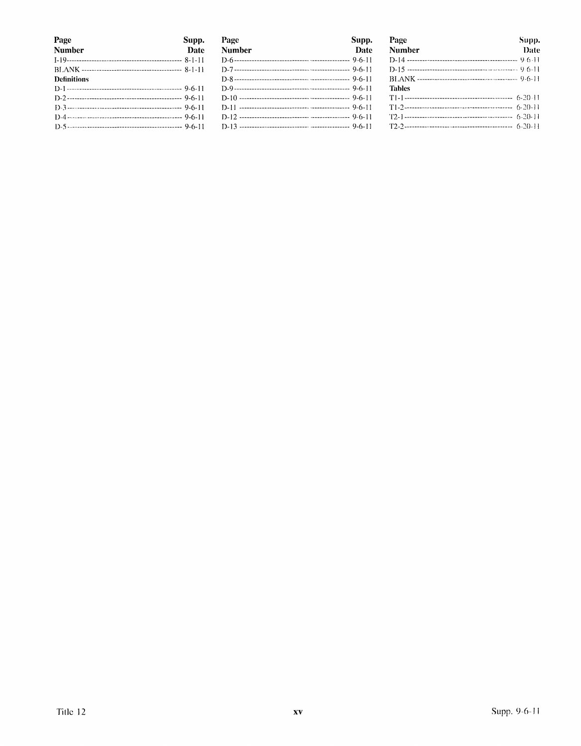| Page Number | Supp. Date |
|---|---|
| I-19 | 8-1-11 |
| BLANK | 8-1-11 |
| **Definitions** | |
| D-1 | 9-6-11 |
| D-2 | 9-6-11 |
| D-3 | 9-6-11 |
| D-4 | 9-6-11 |
| D-5 | 9-6-11 |
| D-6 | 9-6-11 |
| D-7 | 9-6-11 |
| D-8 | 9-6-11 |
| D-9 | 9-6-11 |
| D-10 | 9-6-11 |
| D-11 | 9-6-11 |
| D-12 | 9-6-11 |
| D-13 | 9-6-11 |
| D-14 | 9-6-11 |
| D-15 | 9-6-11 |
| BLANK | 9-6-11 |
| **Tables** | |
| T1-1 | 6-20-11 |
| T1-2 | 6-20-11 |
| T2-1 | 6-20-11 |
| T2-2 | 6-20-11 |